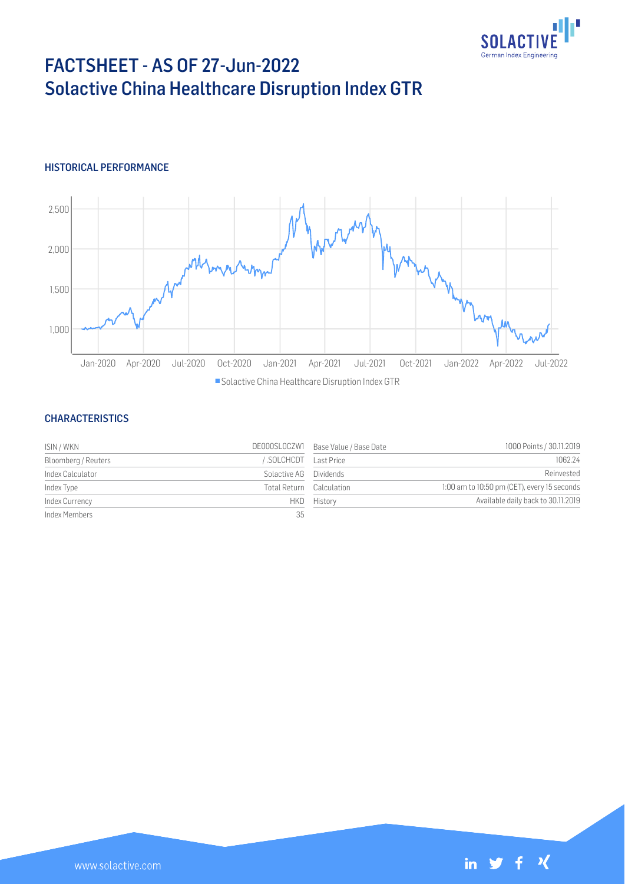# FACTSHEET - AS OF 27-Jun-2022
## Solactive China Healthcare Disruption Index GTR

### HISTORICAL PERFORMANCE

■ Solactive China Healthcare Disruption Index GTR

### CHARACTERISTICS

| | | | |
|---|---|---|---|
| ISIN / WKN | DE000SL0CZW1 | Base Value / Base Date | 1000 Points / 30.11.2019 |
| Bloomberg / Reuters | / .SOLCHCDT | Last Price | 1062.24 |
| Index Calculator | Solactive AG | Dividends | Reinvested |
| Index Type | Total Return | Calculation | 1:00 am to 10:50 pm (CET), every 15 seconds |
| Index Currency | HKD | History | Available daily back to 30.11.2019 |
| Index Members | 35 | | |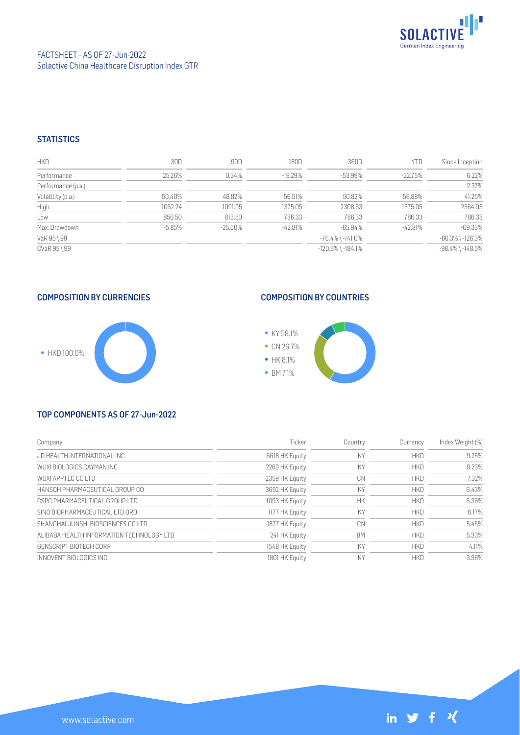FACTSHEET - AS OF 27-Jun-2022
Solactive China Healthcare Disruption Index GTR

## STATISTICS

| HKD | 30D | 90D | 180D | 360D | YTD | Since Inception |
|---|---|---|---|---|---|---|
| Performance | 25.26% | 0.34% | -19.29% | -53.99% | -22.75% | 6.22% |
| Performance (p.a.) | | | | | | 2.37% |
| Volatility (p.a.) | 50.40% | 48.82% | 56.51% | 50.82% | 56.88% | 41.25% |
| High | 1062.24 | 1091.95 | 1375.05 | 2308.63 | 1375.05 | 2564.05 |
| Low | 856.50 | 813.50 | 786.33 | 786.33 | 786.33 | 786.33 |
| Max. Drawdown | -5.85% | -25.50% | -42.81% | -65.94% | -42.81% | -69.33% |
| VaR 95 \ 99 | | | | -76.4% \ -141.0% | | -66.3% \ -126.3% |
| CVaR 95 \ 99 | | | | -120.6% \ -184.1% | | -98.4% \ -148.5% |

## COMPOSITION BY CURRENCIES

- HKD 100.0%

## COMPOSITION BY COUNTRIES

- KY 58.1%
- CN 26.7%
- HK 8.1%
- BM 7.1%

## TOP COMPONENTS AS OF 27-Jun-2022

| Company | Ticker | Country | Currency | Index Weight (%) |
|---|---|---|---|---|
| JD HEALTH INTERNATIONAL INC | 6618 HK Equity | KY | HKD | 9.25% |
| WUXI BIOLOGICS CAYMAN INC | 2269 HK Equity | KY | HKD | 9.23% |
| WUXI APPTEC CO LTD | 2359 HK Equity | CN | HKD | 7.32% |
| HANSOH PHARMACEUTICAL GROUP CO | 3692 HK Equity | KY | HKD | 6.43% |
| CSPC PHARMACEUTICAL GROUP LTD | 1093 HK Equity | HK | HKD | 6.36% |
| SINO BIOPHARMACEUTICAL LTD ORD | 1177 HK Equity | KY | HKD | 6.17% |
| SHANGHAI JUNSHI BIOSCIENCES CO LTD | 1877 HK Equity | CN | HKD | 5.45% |
| ALIBABA HEALTH INFORMATION TECHNOLOGY LTD | 241 HK Equity | BM | HKD | 5.33% |
| GENSCRIPT BIOTECH CORP | 1548 HK Equity | KY | HKD | 4.11% |
| INNOVENT BIOLOGICS INC | 1801 HK Equity | KY | HKD | 3.56% |

www.solactive.com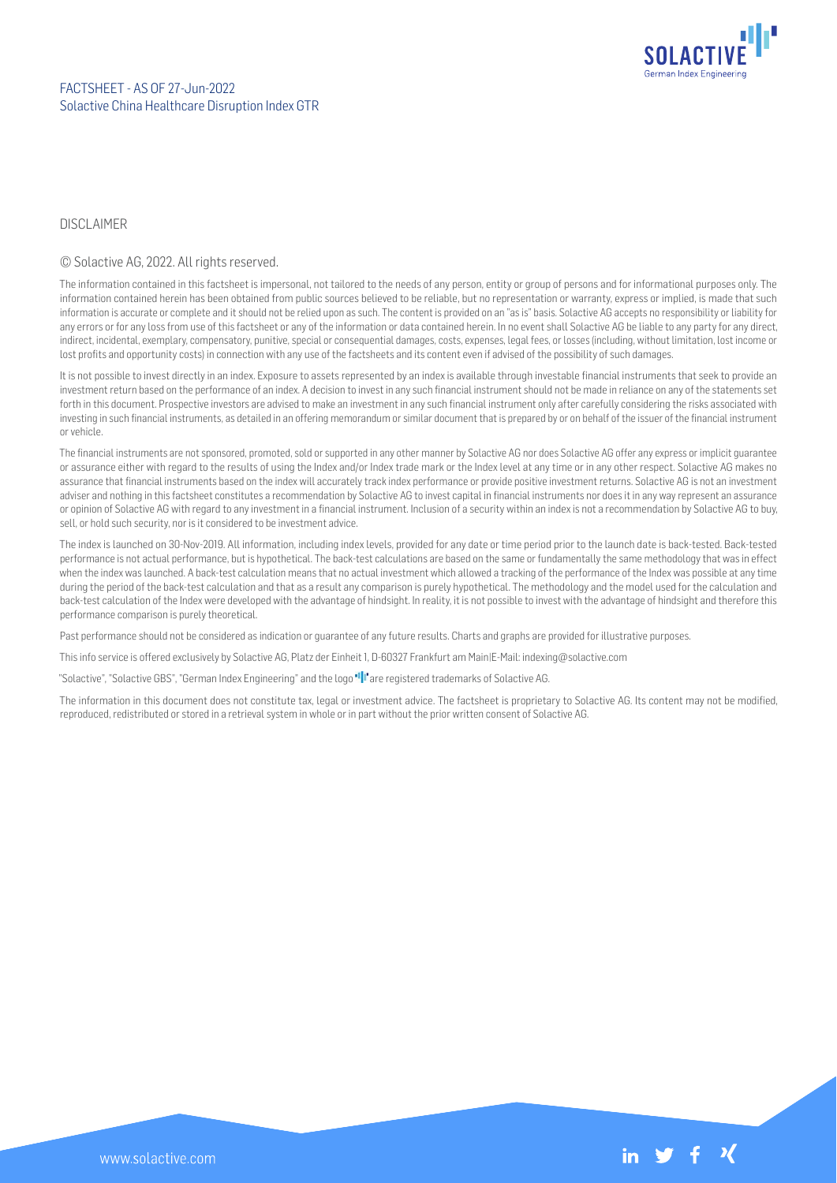## DISCLAIMER

© Solactive AG, 2022. All rights reserved.

The information contained in this factsheet is impersonal, not tailored to the needs of any person, entity or group of persons and for informational purposes only. The information contained herein has been obtained from public sources believed to be reliable, but no representation or warranty, express or implied, is made that such information is accurate or complete and it should not be relied upon as such. The content is provided on an "as is" basis. Solactive AG accepts no responsibility or liability for any errors or for any loss from use of this factsheet or any of the information or data contained herein. In no event shall Solactive AG be liable to any party for any direct, indirect, incidental, exemplary, compensatory, punitive, special or consequential damages, costs, expenses, legal fees, or losses (including, without limitation, lost income or lost profits and opportunity costs) in connection with any use of the factsheets and its content even if advised of the possibility of such damages.

It is not possible to invest directly in an index. Exposure to assets represented by an index is available through investable financial instruments that seek to provide an investment return based on the performance of an index. A decision to invest in any such financial instrument should not be made in reliance on any of the statements set forth in this document. Prospective investors are advised to make an investment in any such financial instrument only after carefully considering the risks associated with investing in such financial instruments, as detailed in an offering memorandum or similar document that is prepared by or on behalf of the issuer of the financial instrument or vehicle.

The financial instruments are not sponsored, promoted, sold or supported in any other manner by Solactive AG nor does Solactive AG offer any express or implicit guarantee or assurance either with regard to the results of using the Index and/or Index trade mark or the Index level at any time or in any other respect. Solactive AG makes no assurance that financial instruments based on the index will accurately track index performance or provide positive investment returns. Solactive AG is not an investment adviser and nothing in this factsheet constitutes a recommendation by Solactive AG to invest capital in financial instruments nor does it in any way represent an assurance or opinion of Solactive AG with regard to any investment in a financial instrument. Inclusion of a security within an index is not a recommendation by Solactive AG to buy, sell, or hold such security, nor is it considered to be investment advice.

The index is launched on 30-Nov-2019. All information, including index levels, provided for any date or time period prior to the launch date is back-tested. Back-tested performance is not actual performance, but is hypothetical. The back-test calculations are based on the same or fundamentally the same methodology that was in effect when the index was launched. A back-test calculation means that no actual investment which allowed a tracking of the performance of the Index was possible at any time during the period of the back-test calculation and that as a result any comparison is purely hypothetical. The methodology and the model used for the calculation and back-test calculation of the Index were developed with the advantage of hindsight. In reality, it is not possible to invest with the advantage of hindsight and therefore this performance comparison is purely theoretical.

Past performance should not be considered as indication or guarantee of any future results. Charts and graphs are provided for illustrative purposes.

This info service is offered exclusively by Solactive AG, Platz der Einheit 1, D-60327 Frankfurt am Main|E-Mail: indexing@solactive.com

"Solactive", "Solactive GBS", "German Index Engineering" and the logo are registered trademarks of Solactive AG.

The information in this document does not constitute tax, legal or investment advice. The factsheet is proprietary to Solactive AG. Its content may not be modified, reproduced, redistributed or stored in a retrieval system in whole or in part without the prior written consent of Solactive AG.